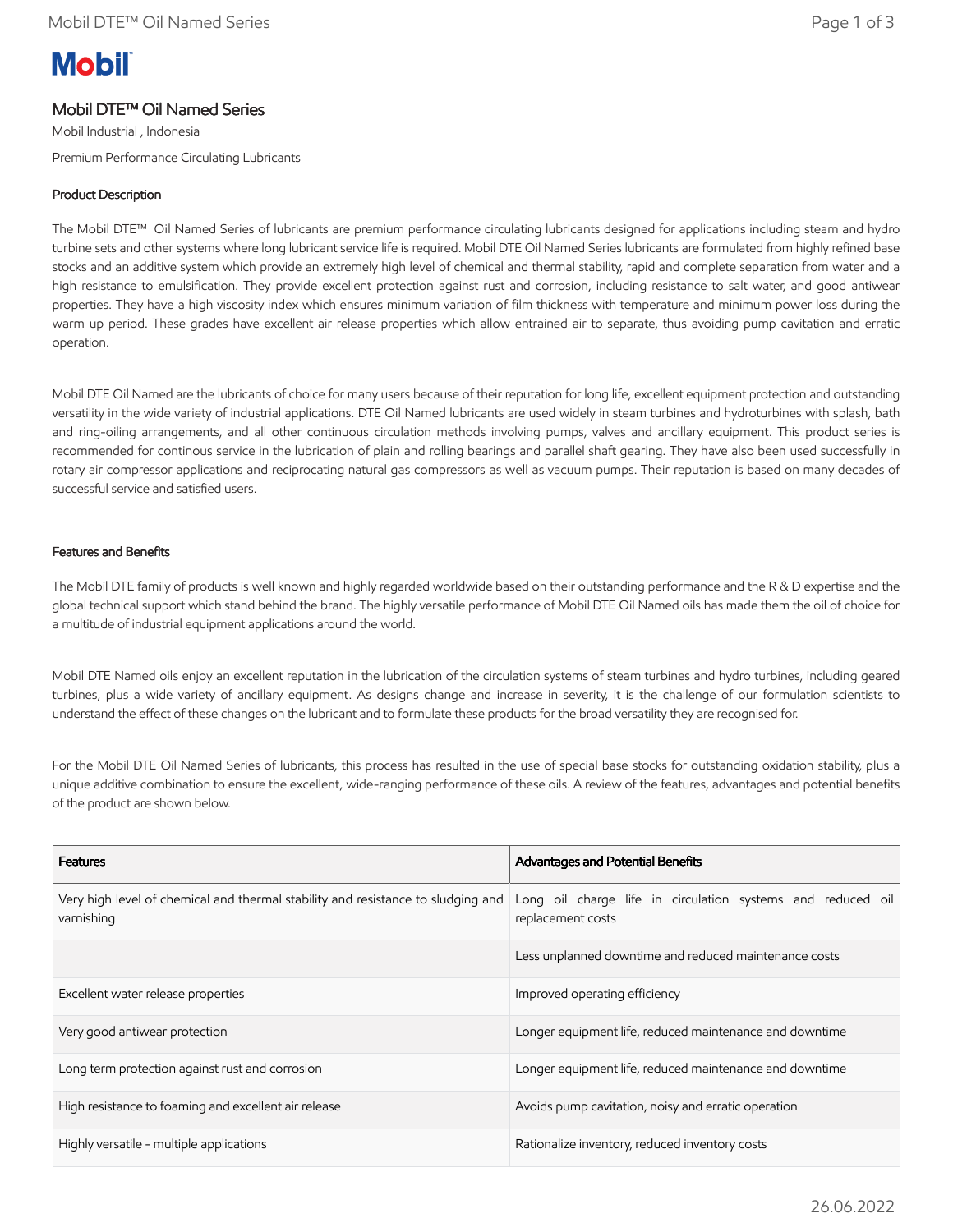# Mobil DTE™ Oil Named Series

Mobil Industrial , Indonesia

Premium Performance Circulating Lubricants

## Product Description

The Mobil DTE™ Oil Named Series of lubricants are premium performance circulating lubricants designed for applications including steam and hydro turbine sets and other systems where long lubricant service life is required. Mobil DTE Oil Named Series lubricants are formulated from highly refined base stocks and an additive system which provide an extremely high level of chemical and thermal stability, rapid and complete separation from water and a high resistance to emulsification. They provide excellent protection against rust and corrosion, including resistance to salt water, and good antiwear properties. They have a high viscosity index which ensures minimum variation of film thickness with temperature and minimum power loss during the warm up period. These grades have excellent air release properties which allow entrained air to separate, thus avoiding pump cavitation and erratic operation.

Mobil DTE Oil Named are the lubricants of choice for many users because of their reputation for long life, excellent equipment protection and outstanding versatility in the wide variety of industrial applications. DTE Oil Named lubricants are used widely in steam turbines and hydroturbines with splash, bath and ring-oiling arrangements, and all other continuous circulation methods involving pumps, valves and ancillary equipment. This product series is recommended for continous service in the lubrication of plain and rolling bearings and parallel shaft gearing. They have also been used successfully in rotary air compressor applications and reciprocating natural gas compressors as well as vacuum pumps. Their reputation is based on many decades of successful service and satisfied users.

## Features and Benefits

The Mobil DTE family of products is well known and highly regarded worldwide based on their outstanding performance and the R & D expertise and the global technical support which stand behind the brand. The highly versatile performance of Mobil DTE Oil Named oils has made them the oil of choice for a multitude of industrial equipment applications around the world.

Mobil DTE Named oils enjoy an excellent reputation in the lubrication of the circulation systems of steam turbines and hydro turbines, including geared turbines, plus a wide variety of ancillary equipment. As designs change and increase in severity, it is the challenge of our formulation scientists to understand the effect of these changes on the lubricant and to formulate these products for the broad versatility they are recognised for.

For the Mobil DTE Oil Named Series of lubricants, this process has resulted in the use of special base stocks for outstanding oxidation stability, plus a unique additive combination to ensure the excellent, wide-ranging performance of these oils. A review of the features, advantages and potential benefits of the product are shown below.

| Features | Advantages and Potential Benefits |
| --- | --- |
| Very high level of chemical and thermal stability and resistance to sludging and varnishing | Long oil charge life in circulation systems and reduced oil replacement costs |
| | Less unplanned downtime and reduced maintenance costs |
| Excellent water release properties | Improved operating efficiency |
| Very good antiwear protection | Longer equipment life, reduced maintenance and downtime |
| Long term protection against rust and corrosion | Longer equipment life, reduced maintenance and downtime |
| High resistance to foaming and excellent air release | Avoids pump cavitation, noisy and erratic operation |
| Highly versatile - multiple applications | Rationalize inventory, reduced inventory costs |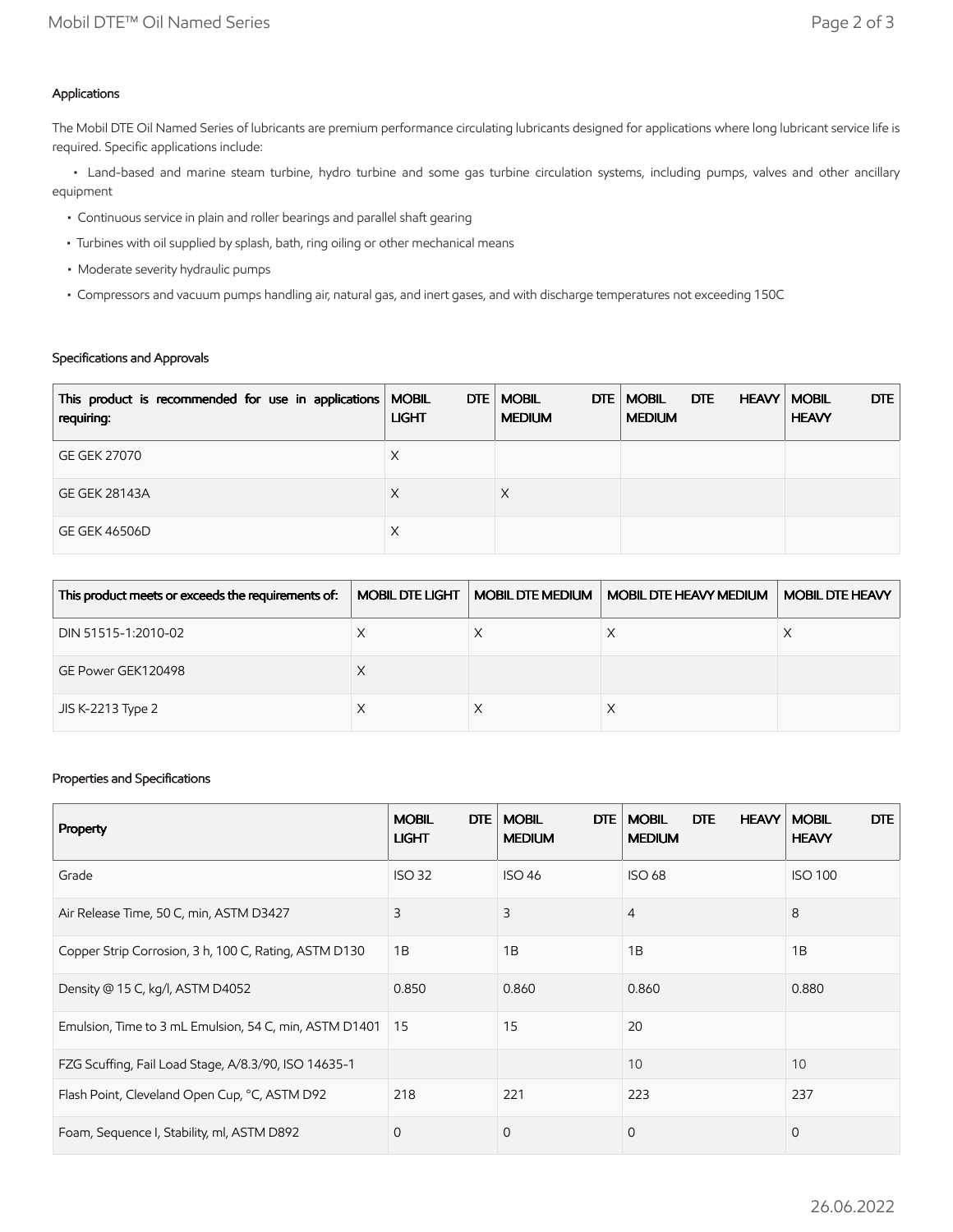### Applications

The Mobil DTE Oil Named Series of lubricants are premium performance circulating lubricants designed for applications where long lubricant service life is required. Specific applications include:

- Land-based and marine steam turbine, hydro turbine and some gas turbine circulation systems, including pumps, valves and other ancillary equipment
- Continuous service in plain and roller bearings and parallel shaft gearing
- Turbines with oil supplied by splash, bath, ring oiling or other mechanical means
- Moderate severity hydraulic pumps
- Compressors and vacuum pumps handling air, natural gas, and inert gases, and with discharge temperatures not exceeding 150C

### Specifications and Approvals

| This product is recommended for use in applications requiring: | MOBIL DTE LIGHT | MOBIL DTE MEDIUM | MOBIL DTE HEAVY MEDIUM | MOBIL DTE HEAVY |
|---|---|---|---|---|
| GE GEK 27070 | X | | | |
| GE GEK 28143A | X | X | | |
| GE GEK 46506D | X | | | |

| This product meets or exceeds the requirements of: | MOBIL DTE LIGHT | MOBIL DTE MEDIUM | MOBIL DTE HEAVY MEDIUM | MOBIL DTE HEAVY |
|---|---|---|---|---|
| DIN 51515-1:2010-02 | X | X | X | X |
| GE Power GEK120498 | X | | | |
| JIS K-2213 Type 2 | X | X | X | |

### Properties and Specifications

| Property | MOBIL DTE LIGHT | MOBIL DTE MEDIUM | MOBIL DTE HEAVY MEDIUM | MOBIL DTE HEAVY |
|---|---|---|---|---|
| Grade | ISO 32 | ISO 46 | ISO 68 | ISO 100 |
| Air Release Time, 50 C, min, ASTM D3427 | 3 | 3 | 4 | 8 |
| Copper Strip Corrosion, 3 h, 100 C, Rating, ASTM D130 | 1B | 1B | 1B | 1B |
| Density @ 15 C, kg/l, ASTM D4052 | 0.850 | 0.860 | 0.860 | 0.880 |
| Emulsion, Time to 3 mL Emulsion, 54 C, min, ASTM D1401 | 15 | 15 | 20 | |
| FZG Scuffing, Fail Load Stage, A/8.3/90, ISO 14635-1 | | | 10 | 10 |
| Flash Point, Cleveland Open Cup, °C, ASTM D92 | 218 | 221 | 223 | 237 |
| Foam, Sequence I, Stability, ml, ASTM D892 | 0 | 0 | 0 | 0 |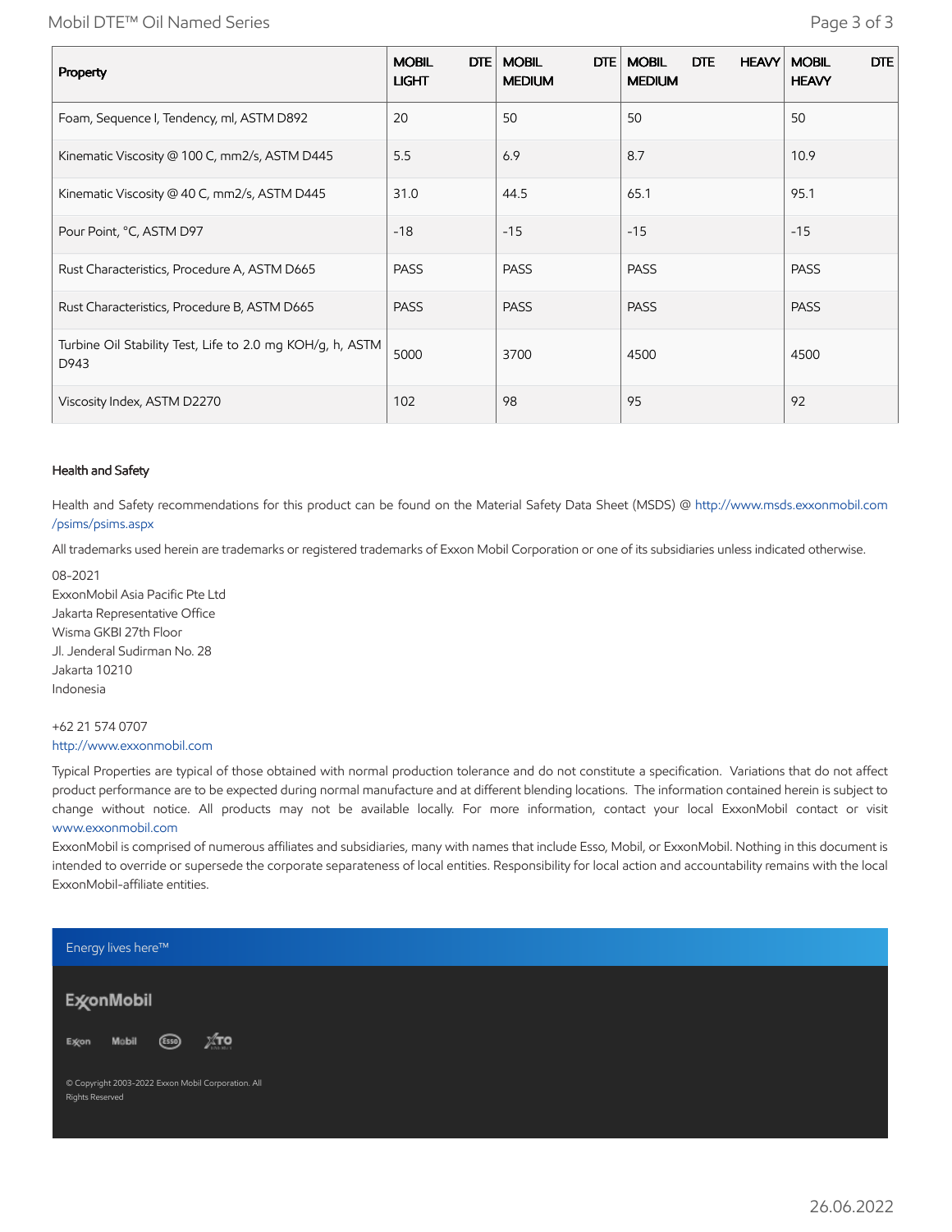| Property | MOBIL DTE LIGHT | MOBIL DTE MEDIUM | MOBIL DTE HEAVY MEDIUM | MOBIL DTE HEAVY |
|---|---|---|---|---|
| Foam, Sequence I, Tendency, ml, ASTM D892 | 20 | 50 | 50 | 50 |
| Kinematic Viscosity @ 100 C, mm2/s, ASTM D445 | 5.5 | 6.9 | 8.7 | 10.9 |
| Kinematic Viscosity @ 40 C, mm2/s, ASTM D445 | 31.0 | 44.5 | 65.1 | 95.1 |
| Pour Point, °C, ASTM D97 | -18 | -15 | -15 | -15 |
| Rust Characteristics, Procedure A, ASTM D665 | PASS | PASS | PASS | PASS |
| Rust Characteristics, Procedure B, ASTM D665 | PASS | PASS | PASS | PASS |
| Turbine Oil Stability Test, Life to 2.0 mg KOH/g, h, ASTM D943 | 5000 | 3700 | 4500 | 4500 |
| Viscosity Index, ASTM D2270 | 102 | 98 | 95 | 92 |

### Health and Safety

Health and Safety recommendations for this product can be found on the Material Safety Data Sheet (MSDS) @ http://www.msds.exxonmobil.com/psims/psims.aspx

All trademarks used herein are trademarks or registered trademarks of Exxon Mobil Corporation or one of its subsidiaries unless indicated otherwise.

08-2021
ExxonMobil Asia Pacific Pte Ltd
Jakarta Representative Office
Wisma GKBI 27th Floor
Jl. Jenderal Sudirman No. 28
Jakarta 10210
Indonesia

+62 21 574 0707
http://www.exxonmobil.com

Typical Properties are typical of those obtained with normal production tolerance and do not constitute a specification. Variations that do not affect product performance are to be expected during normal manufacture and at different blending locations. The information contained herein is subject to change without notice. All products may not be available locally. For more information, contact your local ExxonMobil contact or visit www.exxonmobil.com

ExxonMobil is comprised of numerous affiliates and subsidiaries, many with names that include Esso, Mobil, or ExxonMobil. Nothing in this document is intended to override or supersede the corporate separateness of local entities. Responsibility for local action and accountability remains with the local ExxonMobil-affiliate entities.

Energy lives here™

ExxonMobil

Exxon Mobil Esso XTO

© Copyright 2003-2022 Exxon Mobil Corporation. All Rights Reserved